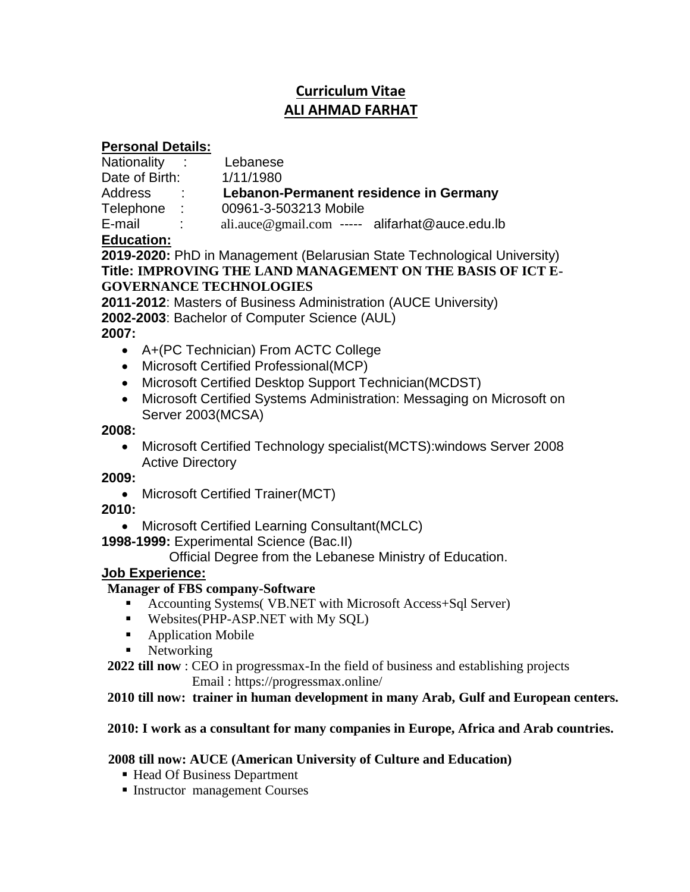# Curriculum Vitae
# ALI AHMAD FARHAT

## Personal Details:

Nationality : Lebanese
Date of Birth: 1/11/1980
Address : **Lebanon-Permanent residence in Germany**
Telephone : 00961-3-503213 Mobile
E-mail : ali.auce@gmail.com ----- alifarhat@auce.edu.lb

## Education:

**2019-2020:** PhD in Management (Belarusian State Technological University)
**Title: IMPROVING THE LAND MANAGEMENT ON THE BASIS OF ICT E-GOVERNANCE TECHNOLOGIES**
**2011-2012**: Masters of Business Administration (AUCE University)
**2002-2003**: Bachelor of Computer Science (AUL)
**2007:**

- A+(PC Technician) From ACTC College
- Microsoft Certified Professional(MCP)
- Microsoft Certified Desktop Support Technician(MCDST)
- Microsoft Certified Systems Administration: Messaging on Microsoft on Server 2003(MCSA)

**2008:**

- Microsoft Certified Technology specialist(MCTS):windows Server 2008 Active Directory

**2009:**

- Microsoft Certified Trainer(MCT)

**2010:**

- Microsoft Certified Learning Consultant(MCLC)

**1998-1999:** Experimental Science (Bac.II)
Official Degree from the Lebanese Ministry of Education.

## Job Experience:

**Manager of FBS company-Software**

- Accounting Systems( VB.NET with Microsoft Access+Sql Server)
- Websites(PHP-ASP.NET with My SQL)
- Application Mobile
- Networking

**2022 till now** : CEO in progressmax-In the field of business and establishing projects
Email : https://progressmax.online/

**2010 till now: trainer in human development in many Arab, Gulf and European centers.**

**2010: I work as a consultant for many companies in Europe, Africa and Arab countries.**

**2008 till now: AUCE (American University of Culture and Education)**

- Head Of Business Department
- Instructor management Courses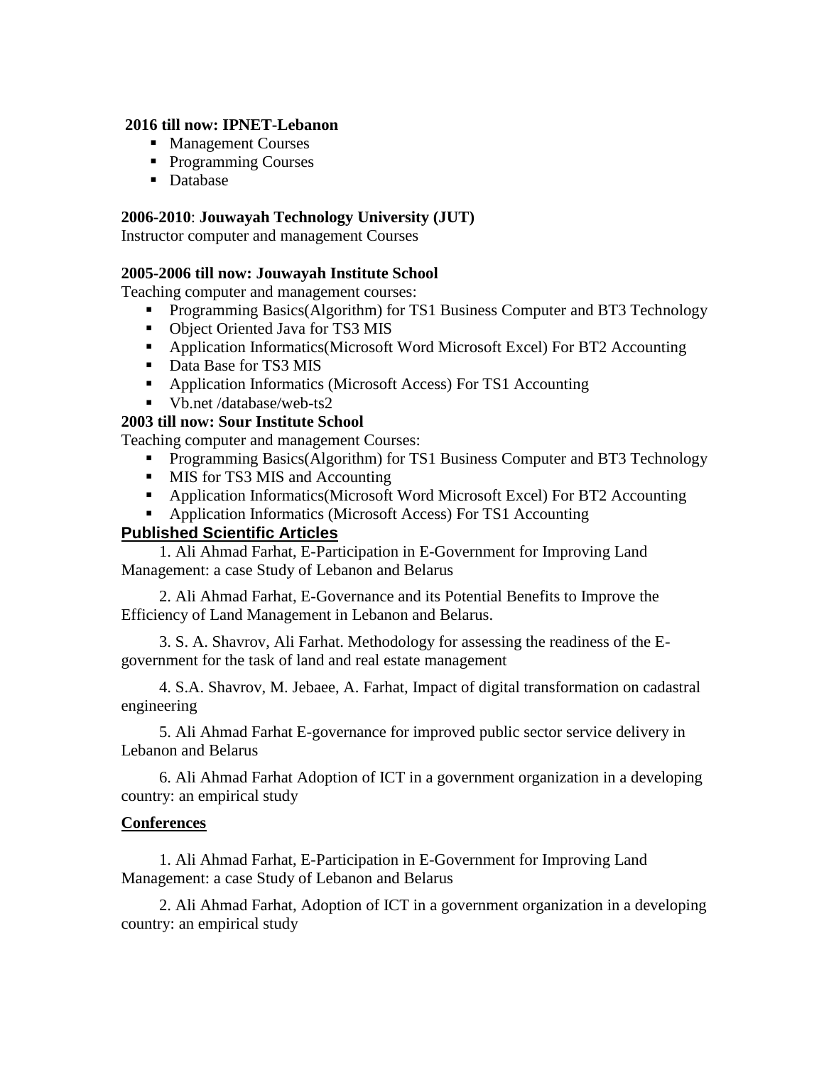**2016 till now: IPNET-Lebanon**

- Management Courses
- Programming Courses
- Database

**2006-2010**: **Jouwayah Technology University (JUT)**
Instructor computer and management Courses

**2005-2006 till now: Jouwayah Institute School**
Teaching computer and management courses:

- Programming Basics(Algorithm) for TS1 Business Computer and BT3 Technology
- Object Oriented Java for TS3 MIS
- Application Informatics(Microsoft Word Microsoft Excel) For BT2 Accounting
- Data Base for TS3 MIS
- Application Informatics (Microsoft Access) For TS1 Accounting
- Vb.net /database/web-ts2

**2003 till now: Sour Institute School**
Teaching computer and management Courses:

- Programming Basics(Algorithm) for TS1 Business Computer and BT3 Technology
- MIS for TS3 MIS and Accounting
- Application Informatics(Microsoft Word Microsoft Excel) For BT2 Accounting
- Application Informatics (Microsoft Access) For TS1 Accounting

## Published Scientific Articles

1. Ali Ahmad Farhat, E-Participation in E-Government for Improving Land Management: a case Study of Lebanon and Belarus

2. Ali Ahmad Farhat, E-Governance and its Potential Benefits to Improve the Efficiency of Land Management in Lebanon and Belarus.

3. S. A. Shavrov, Ali Farhat. Methodology for assessing the readiness of the E-government for the task of land and real estate management

4. S.A. Shavrov, M. Jebaee, A. Farhat, Impact of digital transformation on cadastral engineering

5. Ali Ahmad Farhat E-governance for improved public sector service delivery in Lebanon and Belarus

6. Ali Ahmad Farhat Adoption of ICT in a government organization in a developing country: an empirical study

## Conferences

1. Ali Ahmad Farhat, E-Participation in E-Government for Improving Land Management: a case Study of Lebanon and Belarus

2. Ali Ahmad Farhat, Adoption of ICT in a government organization in a developing country: an empirical study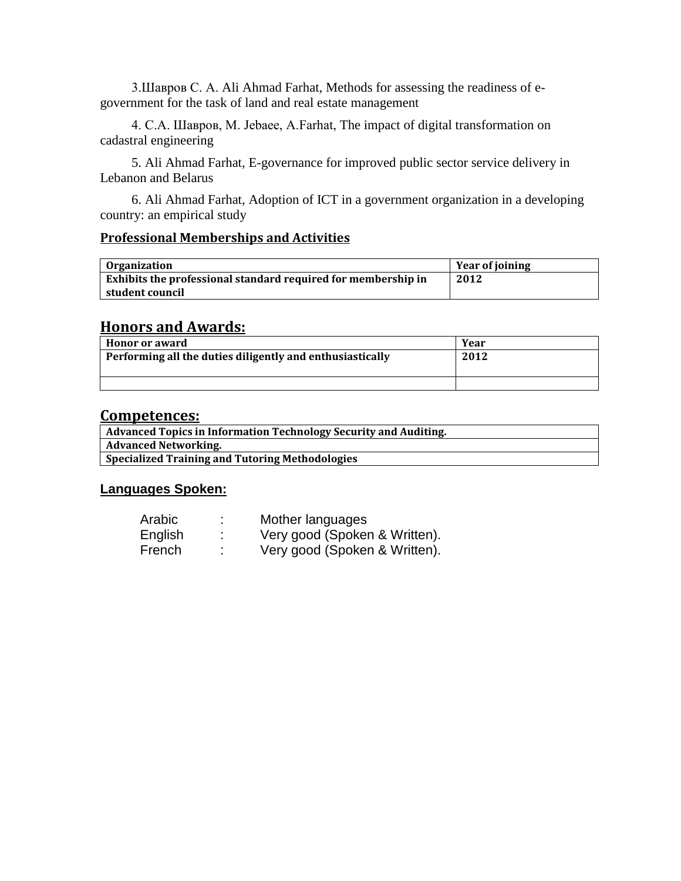3.Шавров С. А. Ali Ahmad Farhat, Methods for assessing the readiness of e-government for the task of land and real estate management

4. С.А. Шавров, M. Jebaee, A.Farhat, The impact of digital transformation on cadastral engineering

5. Ali Ahmad Farhat, E-governance for improved public sector service delivery in Lebanon and Belarus

6. Ali Ahmad Farhat, Adoption of ICT in a government organization in a developing country: an empirical study

## Professional Memberships and Activities

| Organization | Year of joining |
|---|---|
| **Exhibits the professional standard required for membership in student council** | **2012** |

## Honors and Awards:

| Honor or award | Year |
|---|---|
| **Performing all the duties diligently and enthusiastically** | **2012** |
| | |

## Competences:

| |
|---|
| **Advanced Topics in Information Technology Security and Auditing.** |
| **Advanced Networking.** |
| **Specialized Training and Tutoring Methodologies** |

## Languages Spoken:

| | | |
|---|---|---|
| Arabic | : | Mother languages |
| English | : | Very good (Spoken & Written). |
| French | : | Very good (Spoken & Written). |